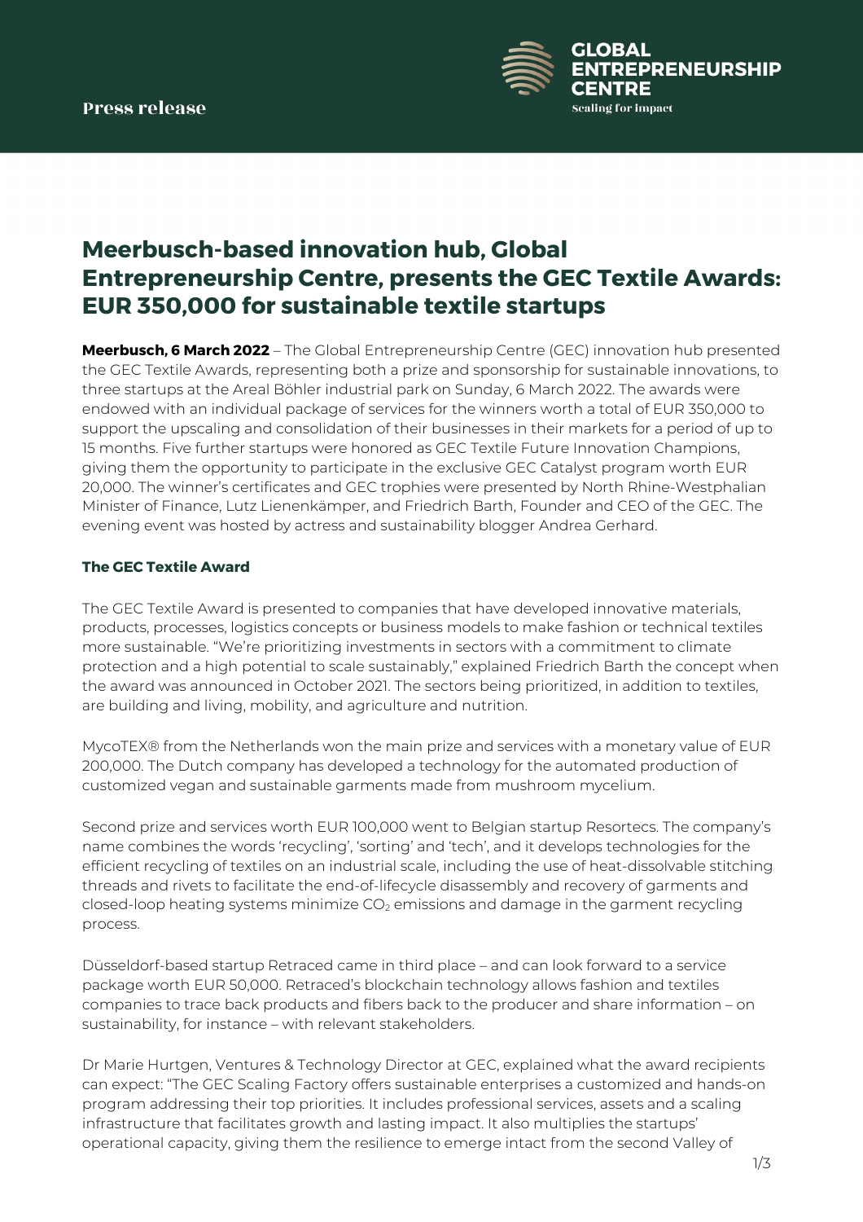Press release

GLOBAL ENTREPRENEURSHIP CENTRE
Scaling for impact

# Meerbusch-based innovation hub, Global Entrepreneurship Centre, presents the GEC Textile Awards: EUR 350,000 for sustainable textile startups

**Meerbusch, 6 March 2022** – The Global Entrepreneurship Centre (GEC) innovation hub presented the GEC Textile Awards, representing both a prize and sponsorship for sustainable innovations, to three startups at the Areal Böhler industrial park on Sunday, 6 March 2022. The awards were endowed with an individual package of services for the winners worth a total of EUR 350,000 to support the upscaling and consolidation of their businesses in their markets for a period of up to 15 months. Five further startups were honored as GEC Textile Future Innovation Champions, giving them the opportunity to participate in the exclusive GEC Catalyst program worth EUR 20,000. The winner's certificates and GEC trophies were presented by North Rhine-Westphalian Minister of Finance, Lutz Lienenkämper, and Friedrich Barth, Founder and CEO of the GEC. The evening event was hosted by actress and sustainability blogger Andrea Gerhard.

### The GEC Textile Award

The GEC Textile Award is presented to companies that have developed innovative materials, products, processes, logistics concepts or business models to make fashion or technical textiles more sustainable. "We're prioritizing investments in sectors with a commitment to climate protection and a high potential to scale sustainably," explained Friedrich Barth the concept when the award was announced in October 2021. The sectors being prioritized, in addition to textiles, are building and living, mobility, and agriculture and nutrition.

MycoTEX® from the Netherlands won the main prize and services with a monetary value of EUR 200,000. The Dutch company has developed a technology for the automated production of customized vegan and sustainable garments made from mushroom mycelium.

Second prize and services worth EUR 100,000 went to Belgian startup Resortecs. The company's name combines the words 'recycling', 'sorting' and 'tech', and it develops technologies for the efficient recycling of textiles on an industrial scale, including the use of heat-dissolvable stitching threads and rivets to facilitate the end-of-lifecycle disassembly and recovery of garments and closed-loop heating systems minimize $CO_2$ emissions and damage in the garment recycling process.

Düsseldorf-based startup Retraced came in third place – and can look forward to a service package worth EUR 50,000. Retraced's blockchain technology allows fashion and textiles companies to trace back products and fibers back to the producer and share information – on sustainability, for instance – with relevant stakeholders.

Dr Marie Hurtgen, Ventures & Technology Director at GEC, explained what the award recipients can expect: "The GEC Scaling Factory offers sustainable enterprises a customized and hands-on program addressing their top priorities. It includes professional services, assets and a scaling infrastructure that facilitates growth and lasting impact. It also multiplies the startups' operational capacity, giving them the resilience to emerge intact from the second Valley of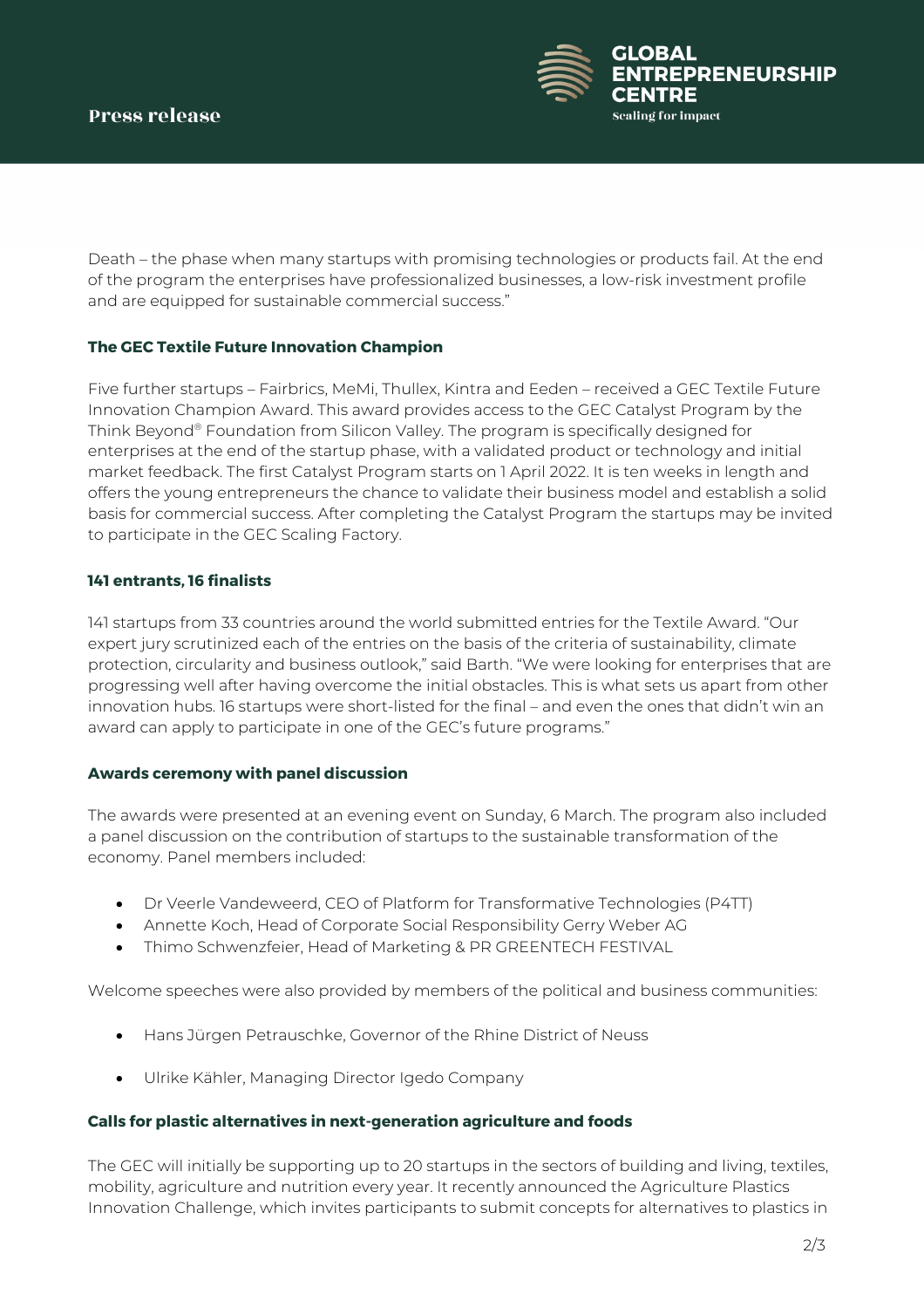Death – the phase when many startups with promising technologies or products fail. At the end of the program the enterprises have professionalized businesses, a low-risk investment profile and are equipped for sustainable commercial success."

**The GEC Textile Future Innovation Champion**

Five further startups – Fairbrics, MeMi, Thullex, Kintra and Eeden – received a GEC Textile Future Innovation Champion Award. This award provides access to the GEC Catalyst Program by the Think Beyond® Foundation from Silicon Valley. The program is specifically designed for enterprises at the end of the startup phase, with a validated product or technology and initial market feedback. The first Catalyst Program starts on 1 April 2022. It is ten weeks in length and offers the young entrepreneurs the chance to validate their business model and establish a solid basis for commercial success. After completing the Catalyst Program the startups may be invited to participate in the GEC Scaling Factory.

**141 entrants, 16 finalists**

141 startups from 33 countries around the world submitted entries for the Textile Award. "Our expert jury scrutinized each of the entries on the basis of the criteria of sustainability, climate protection, circularity and business outlook," said Barth. "We were looking for enterprises that are progressing well after having overcome the initial obstacles. This is what sets us apart from other innovation hubs. 16 startups were short-listed for the final – and even the ones that didn't win an award can apply to participate in one of the GEC's future programs."

**Awards ceremony with panel discussion**

The awards were presented at an evening event on Sunday, 6 March. The program also included a panel discussion on the contribution of startups to the sustainable transformation of the economy. Panel members included:

- Dr Veerle Vandeweerd, CEO of Platform for Transformative Technologies (P4TT)
- Annette Koch, Head of Corporate Social Responsibility Gerry Weber AG
- Thimo Schwenzfeier, Head of Marketing & PR GREENTECH FESTIVAL

Welcome speeches were also provided by members of the political and business communities:

- Hans Jürgen Petrauschke, Governor of the Rhine District of Neuss
- Ulrike Kähler, Managing Director Igedo Company

**Calls for plastic alternatives in next-generation agriculture and foods**

The GEC will initially be supporting up to 20 startups in the sectors of building and living, textiles, mobility, agriculture and nutrition every year. It recently announced the Agriculture Plastics Innovation Challenge, which invites participants to submit concepts for alternatives to plastics in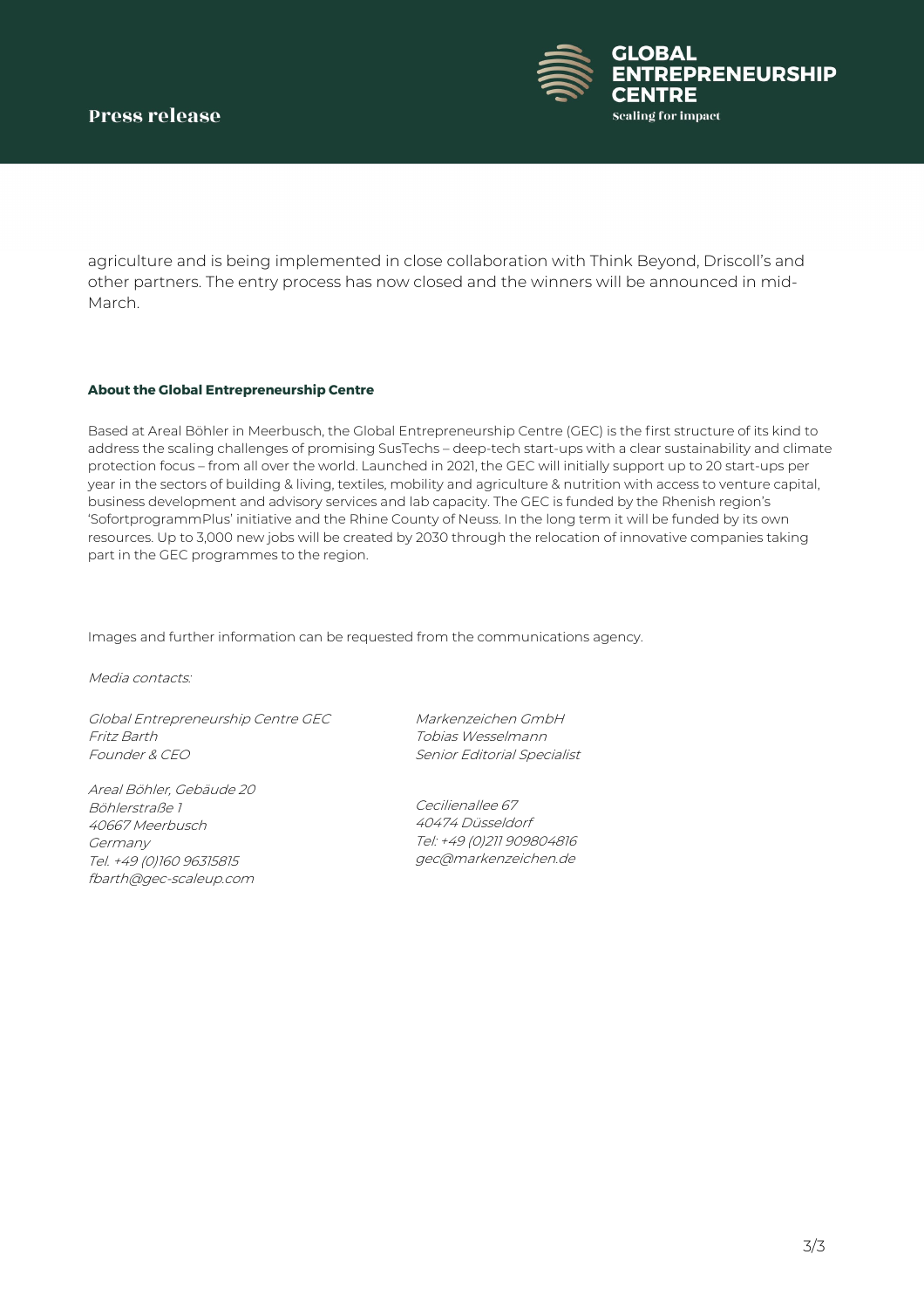agriculture and is being implemented in close collaboration with Think Beyond, Driscoll's and other partners. The entry process has now closed and the winners will be announced in mid-March.

**About the Global Entrepreneurship Centre**

Based at Areal Böhler in Meerbusch, the Global Entrepreneurship Centre (GEC) is the first structure of its kind to address the scaling challenges of promising SusTechs – deep-tech start-ups with a clear sustainability and climate protection focus – from all over the world. Launched in 2021, the GEC will initially support up to 20 start-ups per year in the sectors of building & living, textiles, mobility and agriculture & nutrition with access to venture capital, business development and advisory services and lab capacity. The GEC is funded by the Rhenish region's 'SofortprogrammPlus' initiative and the Rhine County of Neuss. In the long term it will be funded by its own resources. Up to 3,000 new jobs will be created by 2030 through the relocation of innovative companies taking part in the GEC programmes to the region.

Images and further information can be requested from the communications agency.

*Media contacts:*

*Global Entrepreneurship Centre GEC*
*Fritz Barth*
*Founder & CEO*

*Areal Böhler, Gebäude 20*
*Böhlerstraße 1*
*40667 Meerbusch*
*Germany*
*Tel. +49 (0)160 96315815*
*fbarth@gec-scaleup.com*

*Markenzeichen GmbH*
*Tobias Wesselmann*
*Senior Editorial Specialist*

*Cecilienallee 67*
*40474 Düsseldorf*
*Tel: +49 (0)211 909804816*
*gec@markenzeichen.de*